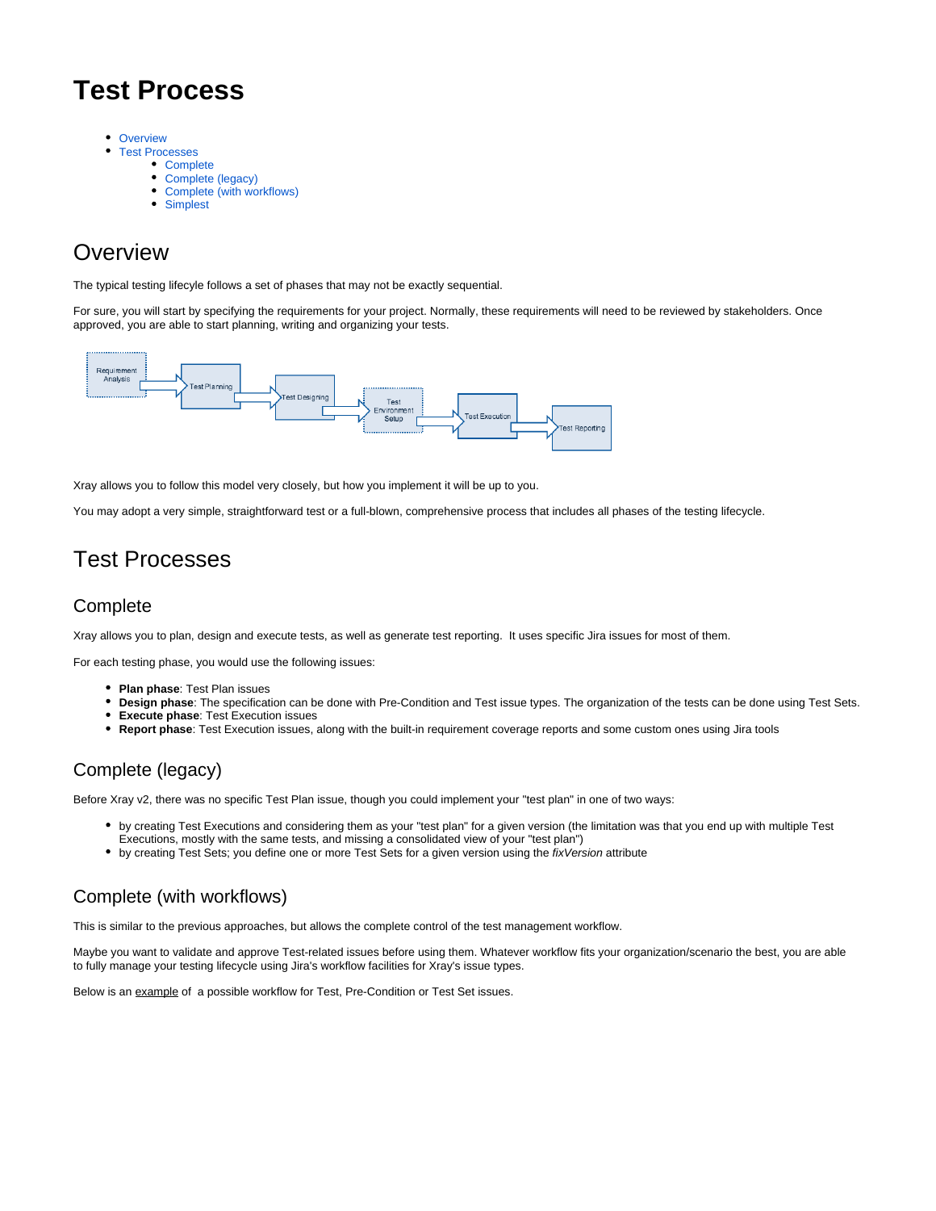# Test Process

- Overview
- Test Processes
  - Complete
  - Complete (legacy)
  - Complete (with workflows)
  - Simplest

## Overview

The typical testing lifecycle follows a set of phases that may not be exactly sequential.

For sure, you will start by specifying the requirements for your project. Normally, these requirements will need to be reviewed by stakeholders. Once approved, you are able to start planning, writing and organizing your tests.

Xray allows you to follow this model very closely, but how you implement it will be up to you.

You may adopt a very simple, straightforward test or a full-blown, comprehensive process that includes all phases of the testing lifecycle.

## Test Processes

### Complete

Xray allows you to plan, design and execute tests, as well as generate test reporting.  It uses specific Jira issues for most of them.

For each testing phase, you would use the following issues:

- **Plan phase**: Test Plan issues
- **Design phase**: The specification can be done with Pre-Condition and Test issue types. The organization of the tests can be done using Test Sets.
- **Execute phase**: Test Execution issues
- **Report phase**: Test Execution issues, along with the built-in requirement coverage reports and some custom ones using Jira tools

### Complete (legacy)

Before Xray v2, there was no specific Test Plan issue, though you could implement your "test plan" in one of two ways:

- by creating Test Executions and considering them as your "test plan" for a given version (the limitation was that you end up with multiple Test Executions, mostly with the same tests, and missing a consolidated view of your "test plan")
- by creating Test Sets; you define one or more Test Sets for a given version using the *fixVersion* attribute

### Complete (with workflows)

This is similar to the previous approaches, but allows the complete control of the test management workflow.

Maybe you want to validate and approve Test-related issues before using them. Whatever workflow fits your organization/scenario the best, you are able to fully manage your testing lifecycle using Jira's workflow facilities for Xray's issue types.

Below is an example of  a possible workflow for Test, Pre-Condition or Test Set issues.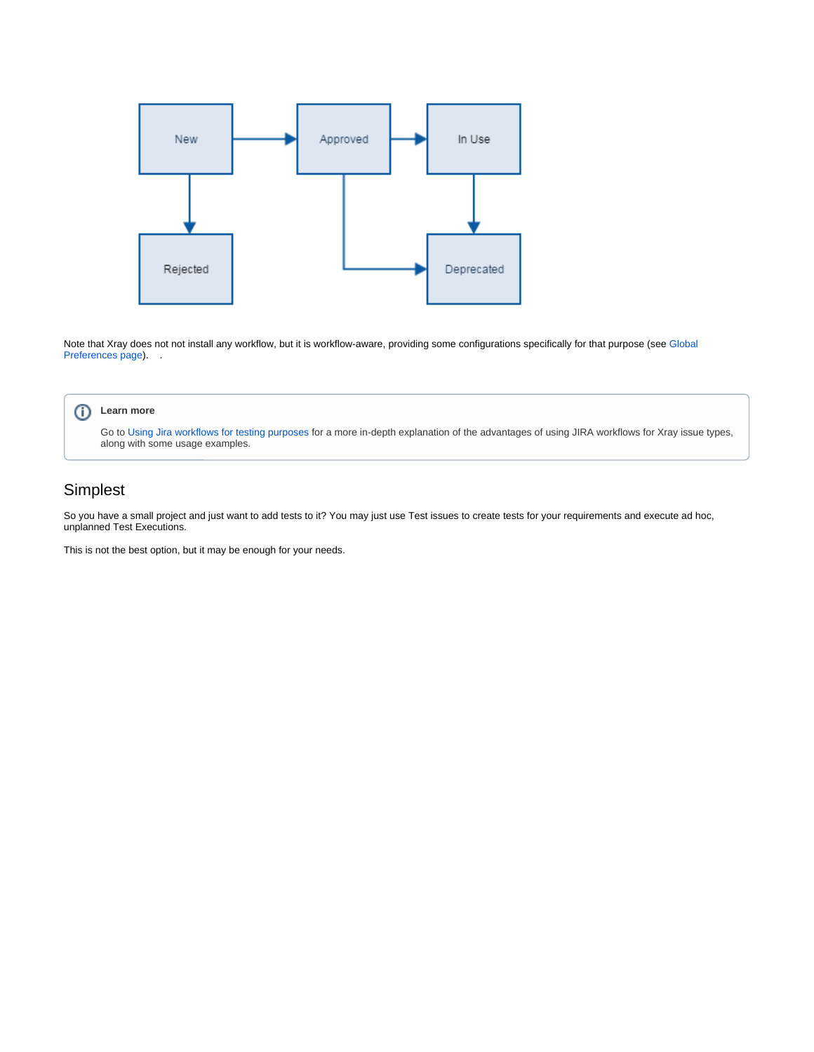New
Approved
In Use
Rejected
Deprecated

Note that Xray does not not install any workflow, but it is workflow-aware, providing some configurations specifically for that purpose (see Global Preferences page). .

> **Learn more**
>
> Go to Using Jira workflows for testing purposes for a more in-depth explanation of the advantages of using JIRA workflows for Xray issue types, along with some usage examples.

## Simplest

So you have a small project and just want to add tests to it? You may just use Test issues to create tests for your requirements and execute ad hoc, unplanned Test Executions.

This is not the best option, but it may be enough for your needs.